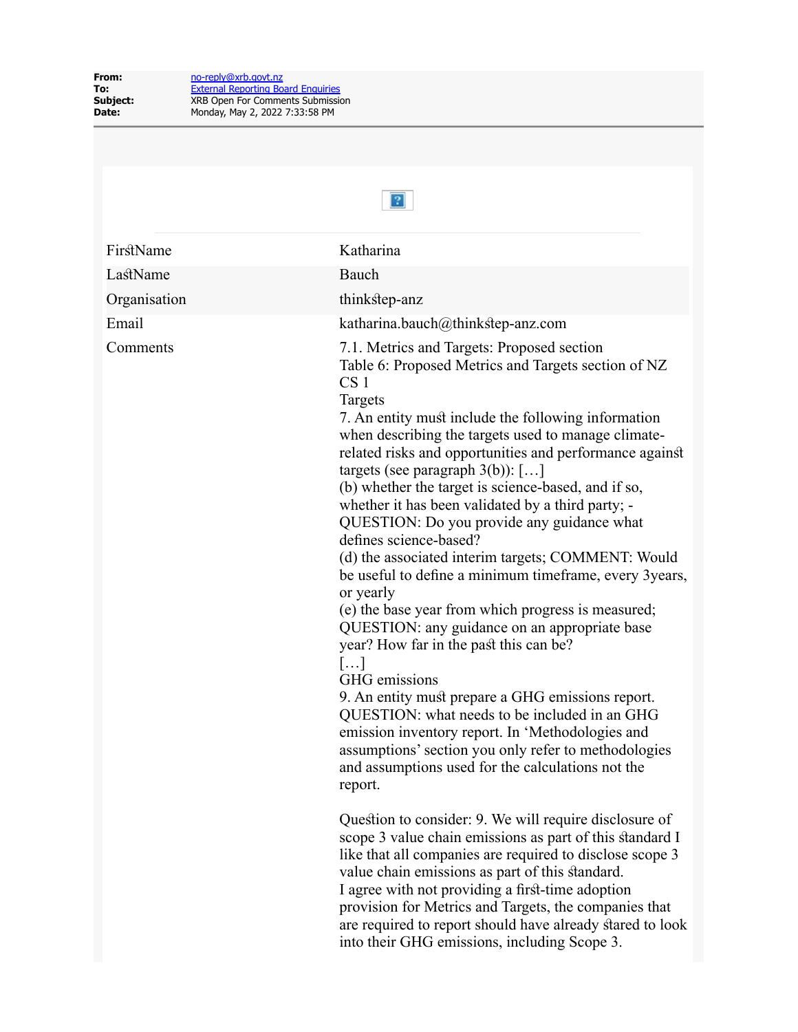| | |
|---|---|
| **From:** | no-reply@xrb.govt.nz |
| **To:** | External Reporting Board Enquiries |
| **Subject:** | XRB Open For Comments Submission |
| **Date:** | Monday, May 2, 2022 7:33:58 PM |

| | |
|---|---|
| FirstName | Katharina |
| LastName | Bauch |
| Organisation | thinkstep-anz |
| Email | katharina.bauch@thinkstep-anz.com |
| Comments | 7.1. Metrics and Targets: Proposed section<br>Table 6: Proposed Metrics and Targets section of NZ CS 1<br>Targets<br>7. An entity must include the following information when describing the targets used to manage climate-related risks and opportunities and performance against targets (see paragraph 3(b)): […]<br>(b) whether the target is science-based, and if so, whether it has been validated by a third party; - QUESTION: Do you provide any guidance what defines science-based?<br>(d) the associated interim targets; COMMENT: Would be useful to define a minimum timeframe, every 3years, or yearly<br>(e) the base year from which progress is measured; QUESTION: any guidance on an appropriate base year? How far in the past this can be?<br>[…]<br>GHG emissions<br>9. An entity must prepare a GHG emissions report. QUESTION: what needs to be included in an GHG emission inventory report. In 'Methodologies and assumptions' section you only refer to methodologies and assumptions used for the calculations not the report.<br><br>Question to consider: 9. We will require disclosure of scope 3 value chain emissions as part of this standard I like that all companies are required to disclose scope 3 value chain emissions as part of this standard.<br>I agree with not providing a first-time adoption provision for Metrics and Targets, the companies that are required to report should have already stared to look into their GHG emissions, including Scope 3. |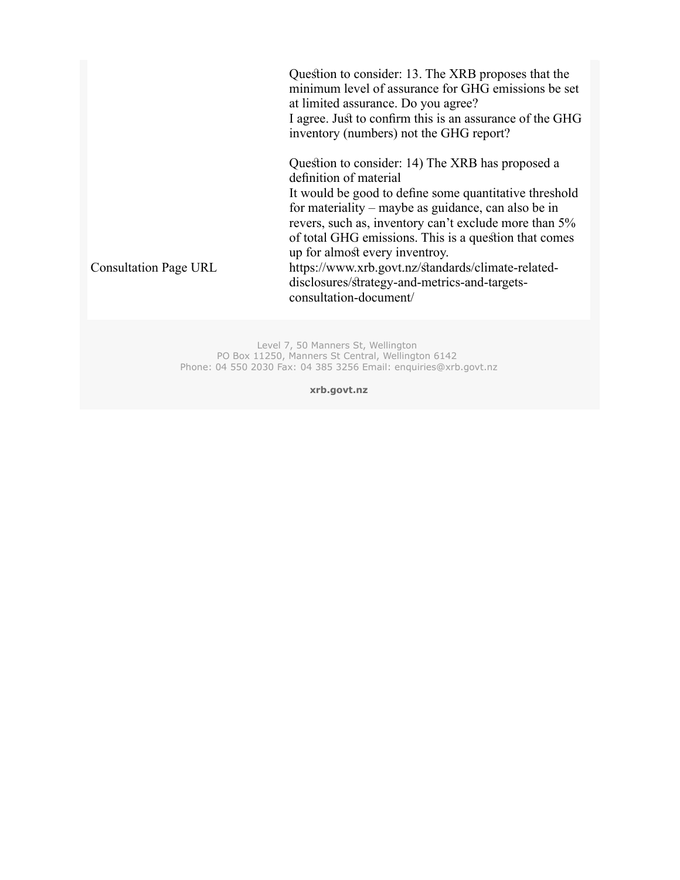| | |
|---|---|
| | Question to consider: 13. The XRB proposes that the minimum level of assurance for GHG emissions be set at limited assurance. Do you agree?<br>I agree. Just to confirm this is an assurance of the GHG inventory (numbers) not the GHG report?<br><br>Question to consider: 14) The XRB has proposed a definition of material<br>It would be good to define some quantitative threshold for materiality – maybe as guidance, can also be in revers, such as, inventory can't exclude more than 5% of total GHG emissions. This is a question that comes up for almost every inventroy. |
| Consultation Page URL | https://www.xrb.govt.nz/standards/climate-related-disclosures/strategy-and-metrics-and-targets-consultation-document/ |

Level 7, 50 Manners St, Wellington
PO Box 11250, Manners St Central, Wellington 6142
Phone: 04 550 2030 Fax: 04 385 3256 Email: enquiries@xrb.govt.nz

**xrb.govt.nz**